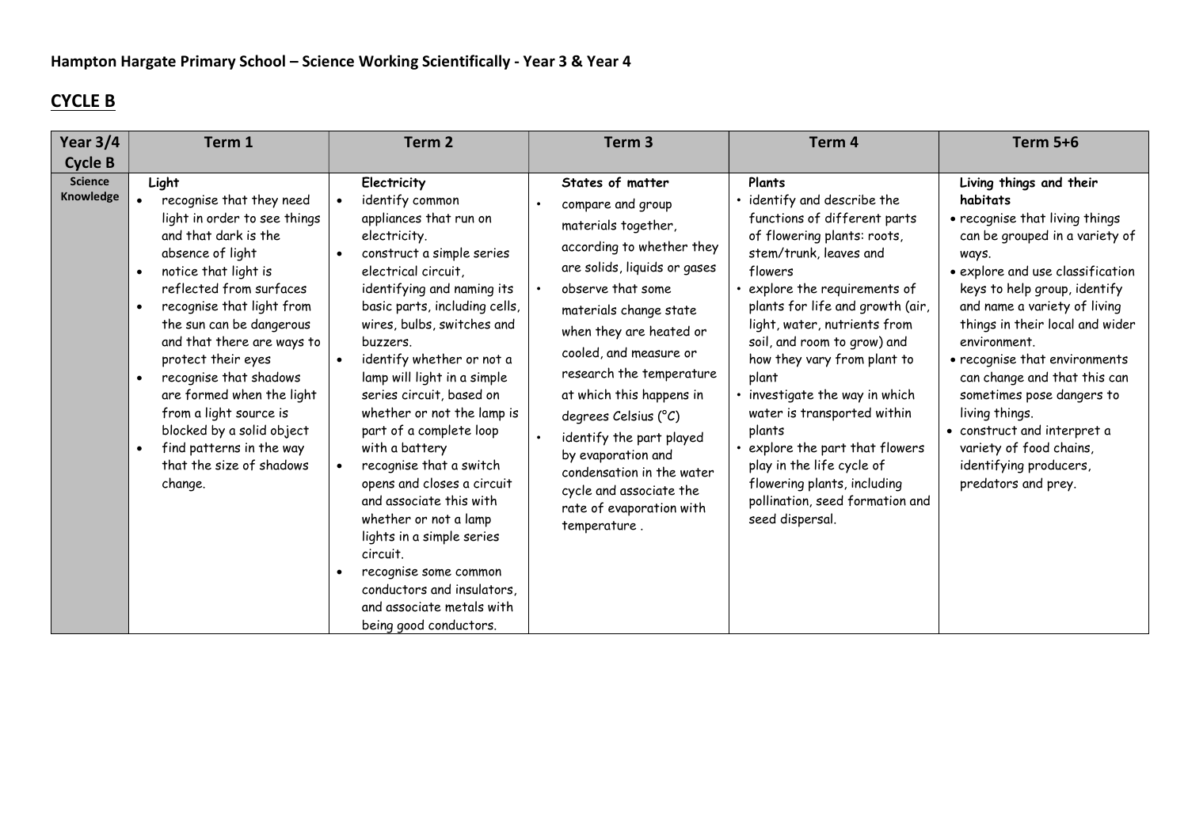**Hampton Hargate Primary School – Science Working Scientifically - Year 3 & Year 4**

## CYCLE B

| Year 3/4 Cycle B | Term 1 | Term 2 | Term 3 | Term 4 | Term 5+6 |
|---|---|---|---|---|---|
| **Science Knowledge** | **Light**<br>• recognise that they need light in order to see things and that dark is the absence of light<br>• notice that light is reflected from surfaces<br>• recognise that light from the sun can be dangerous and that there are ways to protect their eyes<br>• recognise that shadows are formed when the light from a light source is blocked by a solid object<br>• find patterns in the way that the size of shadows change. | **Electricity**<br>• identify common appliances that run on electricity.<br>• construct a simple series electrical circuit, identifying and naming its basic parts, including cells, wires, bulbs, switches and buzzers.<br>• identify whether or not a lamp will light in a simple series circuit, based on whether or not the lamp is part of a complete loop with a battery<br>• recognise that a switch opens and closes a circuit and associate this with whether or not a lamp lights in a simple series circuit.<br>• recognise some common conductors and insulators, and associate metals with being good conductors. | **States of matter**<br>• compare and group materials together, according to whether they are solids, liquids or gases<br>• observe that some materials change state when they are heated or cooled, and measure or research the temperature at which this happens in degrees Celsius (°C)<br>• identify the part played by evaporation and condensation in the water cycle and associate the rate of evaporation with temperature . | **Plants**<br>• identify and describe the functions of different parts of flowering plants: roots, stem/trunk, leaves and flowers<br>• explore the requirements of plants for life and growth (air, light, water, nutrients from soil, and room to grow) and how they vary from plant to plant<br>• investigate the way in which water is transported within plants<br>• explore the part that flowers play in the life cycle of flowering plants, including pollination, seed formation and seed dispersal. | **Living things and their habitats**<br>• recognise that living things can be grouped in a variety of ways.<br>• explore and use classification keys to help group, identify and name a variety of living things in their local and wider environment.<br>• recognise that environments can change and that this can sometimes pose dangers to living things.<br>• construct and interpret a variety of food chains, identifying producers, predators and prey. |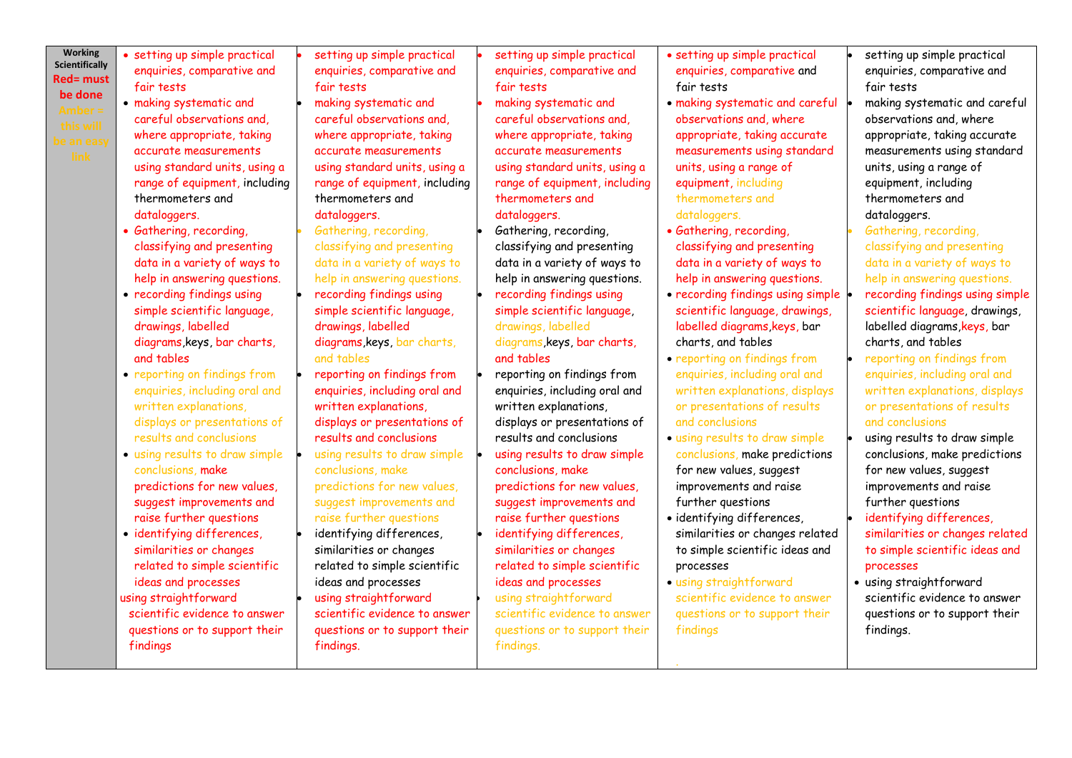| Working Scientifically Red= must be done Amber = this will be an easy link | | | | | |
|---|---|---|---|---|---|
| | • setting up simple practical enquiries, comparative and fair tests<br>• making systematic and careful observations and, where appropriate, taking accurate measurements using standard units, using a range of equipment, including thermometers and dataloggers.<br>• Gathering, recording, classifying and presenting data in a variety of ways to help in answering questions.<br>• recording findings using simple scientific language, drawings, labelled diagrams,keys, bar charts, and tables<br>• reporting on findings from enquiries, including oral and written explanations, displays or presentations of results and conclusions<br>• using results to draw simple conclusions, make predictions for new values, suggest improvements and raise further questions<br>• identifying differences, similarities or changes related to simple scientific ideas and processes<br>using straightforward scientific evidence to answer questions or to support their findings | • setting up simple practical enquiries, comparative and fair tests<br>• making systematic and careful observations and, where appropriate, taking accurate measurements using standard units, using a range of equipment, including thermometers and dataloggers.<br>• Gathering, recording, classifying and presenting data in a variety of ways to help in answering questions.<br>• recording findings using simple scientific language, drawings, labelled diagrams,keys, bar charts, and tables<br>• reporting on findings from enquiries, including oral and written explanations, displays or presentations of results and conclusions<br>• using results to draw simple conclusions, make predictions for new values, suggest improvements and raise further questions<br>• identifying differences, similarities or changes related to simple scientific ideas and processes<br>• using straightforward scientific evidence to answer questions or to support their findings. | • setting up simple practical enquiries, comparative and fair tests<br>• making systematic and careful observations and, where appropriate, taking accurate measurements using standard units, using a range of equipment, including thermometers and dataloggers.<br>• Gathering, recording, classifying and presenting data in a variety of ways to help in answering questions.<br>• recording findings using simple scientific language, drawings, labelled diagrams,keys, bar charts, and tables<br>• reporting on findings from enquiries, including oral and written explanations, displays or presentations of results and conclusions<br>• using results to draw simple conclusions, make predictions for new values, suggest improvements and raise further questions<br>• identifying differences, similarities or changes related to simple scientific ideas and processes<br>• using straightforward scientific evidence to answer questions or to support their findings. | • setting up simple practical enquiries, comparative and fair tests<br>• making systematic and careful observations and, where appropriate, taking accurate measurements using standard units, using a range of equipment, including thermometers and dataloggers.<br>• Gathering, recording, classifying and presenting data in a variety of ways to help in answering questions.<br>• recording findings using simple scientific language, drawings, labelled diagrams,keys, bar charts, and tables<br>• reporting on findings from enquiries, including oral and written explanations, displays or presentations of results and conclusions<br>• using results to draw simple conclusions, make predictions for new values, suggest improvements and raise further questions<br>• identifying differences, similarities or changes related to simple scientific ideas and processes<br>• using straightforward scientific evidence to answer questions or to support their findings | • setting up simple practical enquiries, comparative and fair tests<br>• making systematic and careful observations and, where appropriate, taking accurate measurements using standard units, using a range of equipment, including thermometers and dataloggers.<br>• Gathering, recording, classifying and presenting data in a variety of ways to help in answering questions.<br>• recording findings using simple scientific language, drawings, labelled diagrams,keys, bar charts, and tables<br>• reporting on findings from enquiries, including oral and written explanations, displays or presentations of results and conclusions<br>• using results to draw simple conclusions, make predictions for new values, suggest improvements and raise further questions<br>• identifying differences, similarities or changes related to simple scientific ideas and processes<br>• using straightforward scientific evidence to answer questions or to support their findings. |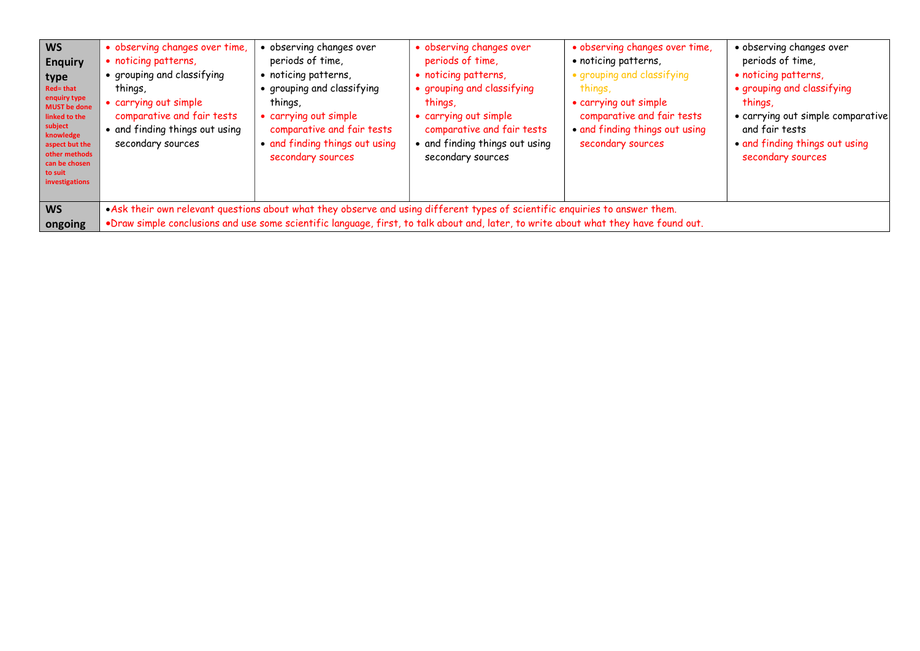| | | | | | |
|---|---|---|---|---|---|
| **WS Enquiry type** Red= that enquiry type MUST be done linked to the subject knowledge aspect but the other methods can be chosen to suit investigations | • observing changes over time,<br>• noticing patterns,<br>• grouping and classifying things,<br>• carrying out simple comparative and fair tests<br>• and finding things out using secondary sources | • observing changes over periods of time,<br>• noticing patterns,<br>• grouping and classifying things,<br>• carrying out simple comparative and fair tests<br>• and finding things out using secondary sources | • observing changes over periods of time,<br>• noticing patterns,<br>• grouping and classifying things,<br>• carrying out simple comparative and fair tests<br>• and finding things out using secondary sources | • observing changes over time,<br>• noticing patterns,<br>• grouping and classifying things,<br>• carrying out simple comparative and fair tests<br>• and finding things out using secondary sources | • observing changes over periods of time,<br>• noticing patterns,<br>• grouping and classifying things,<br>• carrying out simple comparative and fair tests<br>• and finding things out using secondary sources |
| **WS ongoing** | • Ask their own relevant questions about what they observe and using different types of scientific enquiries to answer them.<br>• Draw simple conclusions and use some scientific language, first, to talk about and, later, to write about what they have found out. | | | | |